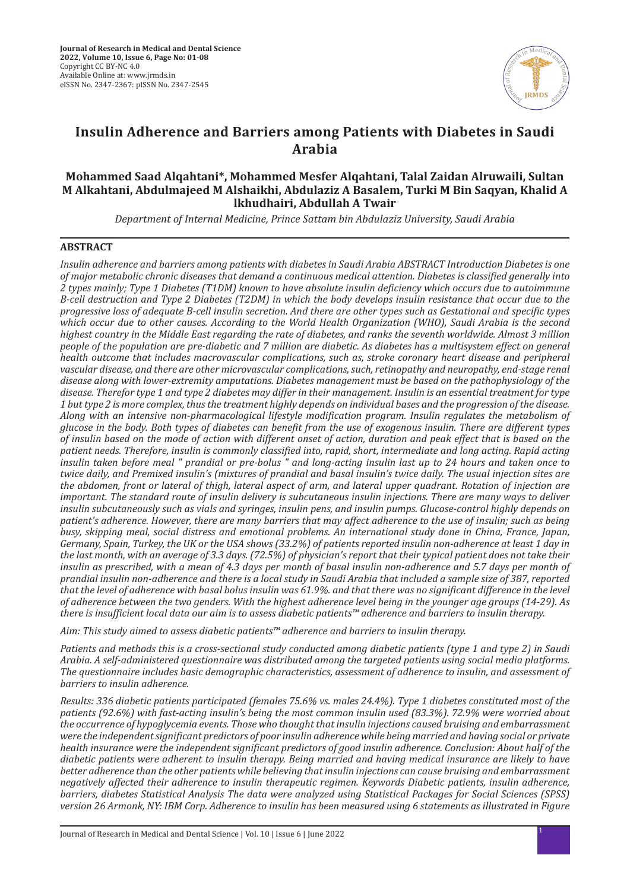# Insulin Adherence and Barriers among Patients with Diabetes in Saudi Arabia

**Mohammed Saad Alqahtani*, Mohammed Mesfer Alqahtani, Talal Zaidan Alruwaili, Sultan M Alkahtani, Abdulmajeed M Alshaikhi, Abdulaziz A Basalem, Turki M Bin Saqyan, Khalid A lkhudhairi, Abdullah A Twair**

*Department of Internal Medicine, Prince Sattam bin Abdulaziz University, Saudi Arabia*

## ABSTRACT

*Insulin adherence and barriers among patients with diabetes in Saudi Arabia ABSTRACT Introduction Diabetes is one of major metabolic chronic diseases that demand a continuous medical attention. Diabetes is classified generally into 2 types mainly; Type 1 Diabetes (T1DM) known to have absolute insulin deficiency which occurs due to autoimmune B-cell destruction and Type 2 Diabetes (T2DM) in which the body develops insulin resistance that occur due to the progressive loss of adequate B-cell insulin secretion. And there are other types such as Gestational and specific types which occur due to other causes. According to the World Health Organization (WHO), Saudi Arabia is the second highest country in the Middle East regarding the rate of diabetes, and ranks the seventh worldwide. Almost 3 million people of the population are pre-diabetic and 7 million are diabetic. As diabetes has a multisystem effect on general health outcome that includes macrovascular complications, such as, stroke coronary heart disease and peripheral vascular disease, and there are other microvascular complications, such, retinopathy and neuropathy, end-stage renal disease along with lower-extremity amputations. Diabetes management must be based on the pathophysiology of the disease. Therefor type 1 and type 2 diabetes may differ in their management. Insulin is an essential treatment for type 1 but type 2 is more complex, thus the treatment highly depends on individual bases and the progression of the disease. Along with an intensive non-pharmacological lifestyle modification program. Insulin regulates the metabolism of glucose in the body. Both types of diabetes can benefit from the use of exogenous insulin. There are different types of insulin based on the mode of action with different onset of action, duration and peak effect that is based on the patient needs. Therefore, insulin is commonly classified into, rapid, short, intermediate and long acting. Rapid acting insulin taken before meal " prandial or pre-bolus " and long-acting insulin last up to 24 hours and taken once to twice daily, and Premixed insulin's (mixtures of prandial and basal insulin's twice daily. The usual injection sites are the abdomen, front or lateral of thigh, lateral aspect of arm, and lateral upper quadrant. Rotation of injection are important. The standard route of insulin delivery is subcutaneous insulin injections. There are many ways to deliver insulin subcutaneously such as vials and syringes, insulin pens, and insulin pumps. Glucose-control highly depends on patient's adherence. However, there are many barriers that may affect adherence to the use of insulin; such as being busy, skipping meal, social distress and emotional problems. An international study done in China, France, Japan, Germany, Spain, Turkey, the UK or the USA shows (33.2%) of patients reported insulin non-adherence at least 1 day in the last month, with an average of 3.3 days. (72.5%) of physician's report that their typical patient does not take their insulin as prescribed, with a mean of 4.3 days per month of basal insulin non-adherence and 5.7 days per month of prandial insulin non-adherence and there is a local study in Saudi Arabia that included a sample size of 387, reported that the level of adherence with basal bolus insulin was 61.9%. and that there was no significant difference in the level of adherence between the two genders. With the highest adherence level being in the younger age groups (14-29). As there is insufficient local data our aim is to assess diabetic patients™ adherence and barriers to insulin therapy.*

*Aim: This study aimed to assess diabetic patients™ adherence and barriers to insulin therapy.*

*Patients and methods this is a cross-sectional study conducted among diabetic patients (type 1 and type 2) in Saudi Arabia. A self-administered questionnaire was distributed among the targeted patients using social media platforms. The questionnaire includes basic demographic characteristics, assessment of adherence to insulin, and assessment of barriers to insulin adherence.*

*Results: 336 diabetic patients participated (females 75.6% vs. males 24.4%). Type 1 diabetes constituted most of the patients (92.6%) with fast-acting insulin's being the most common insulin used (83.3%). 72.9% were worried about the occurrence of hypoglycemia events. Those who thought that insulin injections caused bruising and embarrassment were the independent significant predictors of poor insulin adherence while being married and having social or private health insurance were the independent significant predictors of good insulin adherence. Conclusion: About half of the diabetic patients were adherent to insulin therapy. Being married and having medical insurance are likely to have better adherence than the other patients while believing that insulin injections can cause bruising and embarrassment negatively affected their adherence to insulin therapeutic regimen. Keywords Diabetic patients, insulin adherence, barriers, diabetes Statistical Analysis The data were analyzed using Statistical Packages for Social Sciences (SPSS) version 26 Armonk, NY: IBM Corp. Adherence to insulin has been measured using 6 statements as illustrated in Figure*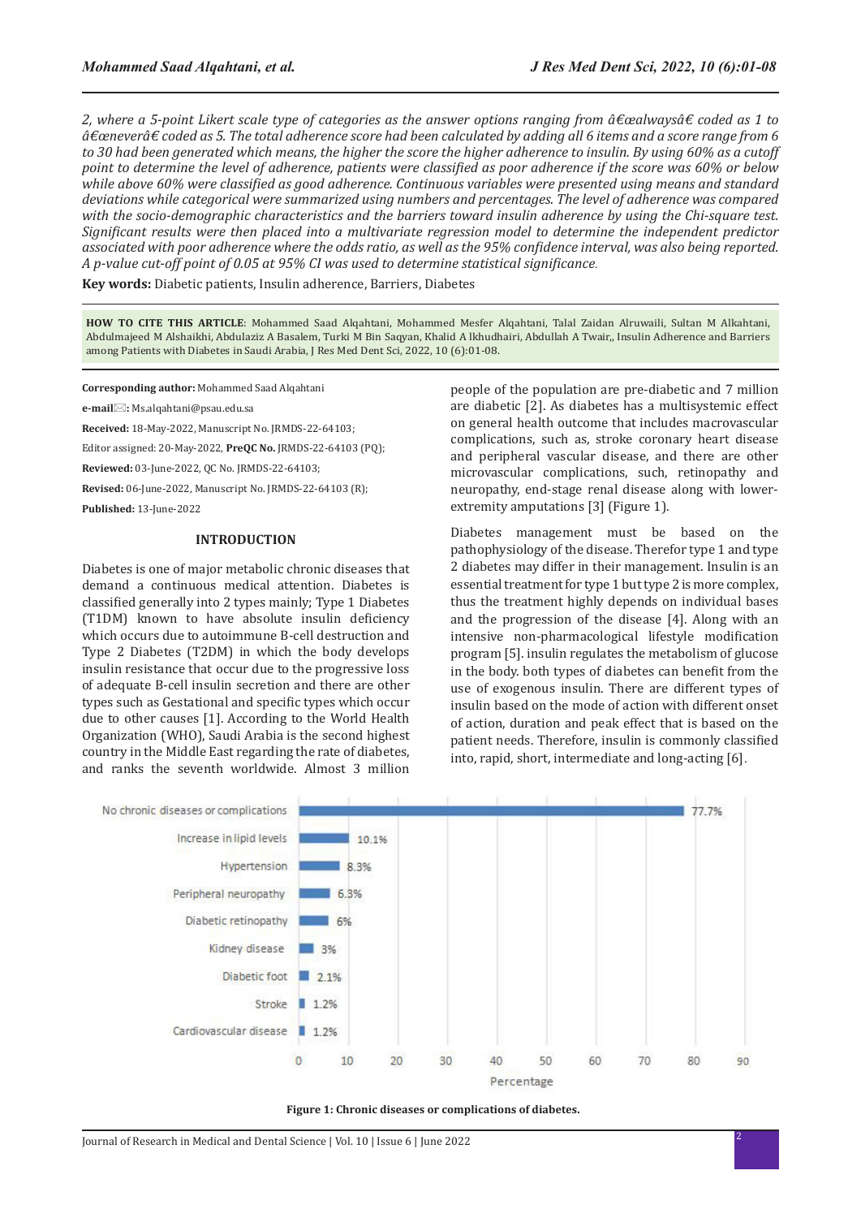*2, where a 5-point Likert scale type of categories as the answer options ranging from â€œalwaysâ€ coded as 1 to â€œneverâ€ coded as 5. The total adherence score had been calculated by adding all 6 items and a score range from 6 to 30 had been generated which means, the higher the score the higher adherence to insulin. By using 60% as a cutoff point to determine the level of adherence, patients were classified as poor adherence if the score was 60% or below while above 60% were classified as good adherence. Continuous variables were presented using means and standard deviations while categorical were summarized using numbers and percentages. The level of adherence was compared with the socio-demographic characteristics and the barriers toward insulin adherence by using the Chi-square test. Significant results were then placed into a multivariate regression model to determine the independent predictor associated with poor adherence where the odds ratio, as well as the 95% confidence interval, was also being reported. A p-value cut-off point of 0.05 at 95% CI was used to determine statistical significance.*

**Key words:** Diabetic patients, Insulin adherence, Barriers, Diabetes

**HOW TO CITE THIS ARTICLE**: Mohammed Saad Alqahtani, Mohammed Mesfer Alqahtani, Talal Zaidan Alruwaili, Sultan M Alkhantani, Abdulmajeed M Alshaikhi, Abdulaziz A Basalem, Turki M Bin Saqyan, Khalid A lkhudhairi, Abdullah A Twair,, Insulin Adherence and Barriers among Patients with Diabetes in Saudi Arabia, J Res Med Dent Sci, 2022, 10 (6):01-08.

**Corresponding author:** Mohammed Saad Alqahtani

**e-mail:** Ms.alqahtani@psau.edu.sa

**Received:** 18-May-2022, Manuscript No. JRMDS-22-64103;

Editor assigned: 20-May-2022, **PreQC No.** JRMDS-22-64103 (PQ);

**Reviewed:** 03-June-2022, QC No. JRMDS-22-64103;

**Revised:** 06-June-2022, Manuscript No. JRMDS-22-64103 (R);

**Published:** 13-June-2022

## INTRODUCTION

Diabetes is one of major metabolic chronic diseases that demand a continuous medical attention. Diabetes is classified generally into 2 types mainly; Type 1 Diabetes (T1DM) known to have absolute insulin deficiency which occurs due to autoimmune B-cell destruction and Type 2 Diabetes (T2DM) in which the body develops insulin resistance that occur due to the progressive loss of adequate B-cell insulin secretion and there are other types such as Gestational and specific types which occur due to other causes [1]. According to the World Health Organization (WHO), Saudi Arabia is the second highest country in the Middle East regarding the rate of diabetes, and ranks the seventh worldwide. Almost 3 million people of the population are pre-diabetic and 7 million are diabetic [2]. As diabetes has a multisystemic effect on general health outcome that includes macrovascular complications, such as, stroke coronary heart disease and peripheral vascular disease, and there are other microvascular complications, such, retinopathy and neuropathy, end-stage renal disease along with lower-extremity amputations [3] (Figure 1).

Diabetes management must be based on the pathophysiology of the disease. Therefor type 1 and type 2 diabetes may differ in their management. Insulin is an essential treatment for type 1 but type 2 is more complex, thus the treatment highly depends on individual bases and the progression of the disease [4]. Along with an intensive non-pharmacological lifestyle modification program [5]. insulin regulates the metabolism of glucose in the body. both types of diabetes can benefit from the use of exogenous insulin. There are different types of insulin based on the mode of action with different onset of action, duration and peak effect that is based on the patient needs. Therefore, insulin is commonly classified into, rapid, short, intermediate and long-acting [6].

| Chronic diseases or complications | Percentage |
|---|---|
| No chronic diseases or complications | 77.7% |
| Increase in lipid levels | 10.1% |
| Hypertension | 8.3% |
| Peripheral neuropathy | 6.3% |
| Diabetic retinopathy | 6% |
| Kidney disease | 3% |
| Diabetic foot | 2.1% |
| Stroke | 1.2% |
| Cardiovascular disease | 1.2% |

**Figure 1: Chronic diseases or complications of diabetes.**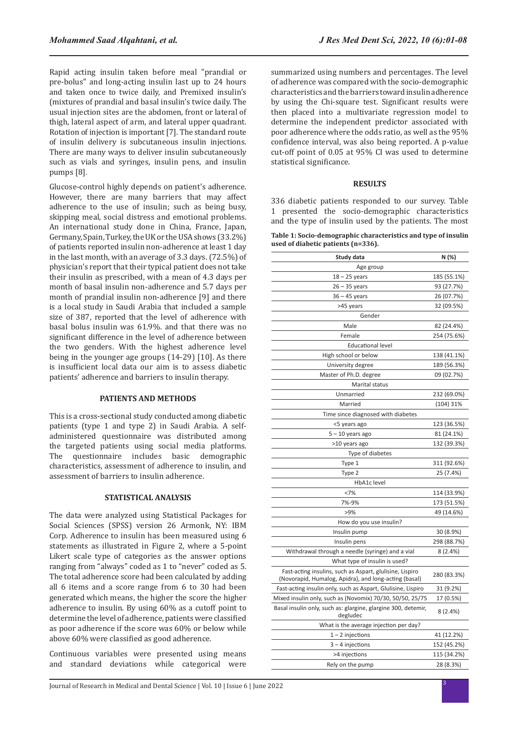Rapid acting insulin taken before meal "prandial or pre-bolus" and long-acting insulin last up to 24 hours and taken once to twice daily, and Premixed insulin's (mixtures of prandial and basal insulin's twice daily. The usual injection sites are the abdomen, front or lateral of thigh, lateral aspect of arm, and lateral upper quadrant. Rotation of injection is important [7]. The standard route of insulin delivery is subcutaneous insulin injections. There are many ways to deliver insulin subcutaneously such as vials and syringes, insulin pens, and insulin pumps [8].

Glucose-control highly depends on patient's adherence. However, there are many barriers that may affect adherence to the use of insulin; such as being busy, skipping meal, social distress and emotional problems. An international study done in China, France, Japan, Germany, Spain, Turkey, the UK or the USA shows (33.2%) of patients reported insulin non-adherence at least 1 day in the last month, with an average of 3.3 days. (72.5%) of physician's report that their typical patient does not take their insulin as prescribed, with a mean of 4.3 days per month of basal insulin non-adherence and 5.7 days per month of prandial insulin non-adherence [9] and there is a local study in Saudi Arabia that included a sample size of 387, reported that the level of adherence with basal bolus insulin was 61.9%. and that there was no significant difference in the level of adherence between the two genders. With the highest adherence level being in the younger age groups (14-29) [10]. As there is insufficient local data our aim is to assess diabetic patients' adherence and barriers to insulin therapy.

## PATIENTS AND METHODS

This is a cross-sectional study conducted among diabetic patients (type 1 and type 2) in Saudi Arabia. A self-administered questionnaire was distributed among the targeted patients using social media platforms. The questionnaire includes basic demographic characteristics, assessment of adherence to insulin, and assessment of barriers to insulin adherence.

## STATISTICAL ANALYSIS

The data were analyzed using Statistical Packages for Social Sciences (SPSS) version 26 Armonk, NY: IBM Corp. Adherence to insulin has been measured using 6 statements as illustrated in Figure 2, where a 5-point Likert scale type of categories as the answer options ranging from "always" coded as 1 to "never" coded as 5. The total adherence score had been calculated by adding all 6 items and a score range from 6 to 30 had been generated which means, the higher the score the higher adherence to insulin. By using 60% as a cutoff point to determine the level of adherence, patients were classified as poor adherence if the score was 60% or below while above 60% were classified as good adherence.

Continuous variables were presented using means and standard deviations while categorical were summarized using numbers and percentages. The level of adherence was compared with the socio-demographic characteristics and the barriers toward insulin adherence by using the Chi-square test. Significant results were then placed into a multivariate regression model to determine the independent predictor associated with poor adherence where the odds ratio, as well as the 95% confidence interval, was also being reported. A p-value cut-off point of 0.05 at 95% CI was used to determine statistical significance.

## RESULTS

336 diabetic patients responded to our survey. Table 1 presented the socio-demographic characteristics and the type of insulin used by the patients. The most

**Table 1: Socio-demographic characteristics and type of insulin used of diabetic patients (n=336).**

| Study data | N (%) |
|---|---|
| Age group | |
| 18 – 25 years | 185 (55.1%) |
| 26 – 35 years | 93 (27.7%) |
| 36 – 45 years | 26 (07.7%) |
| >45 years | 32 (09.5%) |
| Gender | |
| Male | 82 (24.4%) |
| Female | 254 (75.6%) |
| Educational level | |
| High school or below | 138 (41.1%) |
| University degree | 189 (56.3%) |
| Master of Ph.D. degree | 09 (02.7%) |
| Marital status | |
| Unmarried | 232 (69.0%) |
| Married | (104) 31% |
| Time since diagnosed with diabetes | |
| <5 years ago | 123 (36.5%) |
| 5 – 10 years ago | 81 (24.1%) |
| >10 years ago | 132 (39.3%) |
| Type of diabetes | |
| Type 1 | 311 (92.6%) |
| Type 2 | 25 (7.4%) |
| HbA1c level | |
| <7% | 114 (33.9%) |
| 7%-9% | 173 (51.5%) |
| >9% | 49 (14.6%) |
| How do you use insulin? | |
| Insulin pump | 30 (8.9%) |
| Insulin pens | 298 (88.7%) |
| Withdrawal through a needle (syringe) and a vial | 8 (2.4%) |
| What type of insulin is used? | |
| Fast-acting insulins, such as Aspart, glulisine, Lispiro (Novorapid, Humalog, Apidra), and long-acting (basal) | 280 (83.3%) |
| Fast-acting insulin only, such as Aspart, Glulisine, Lispiro | 31 (9.2%) |
| Mixed insulin only, such as (Novomix) 70/30, 50/50, 25/75 | 17 (0.5%) |
| Basal insulin only, such as: glargine, glargine 300, detemir, degludec | 8 (2.4%) |
| What is the average injection per day? | |
| 1 – 2 injections | 41 (12.2%) |
| 3 – 4 injections | 152 (45.2%) |
| >4 injections | 115 (34.2%) |
| Rely on the pump | 28 (8.3%) |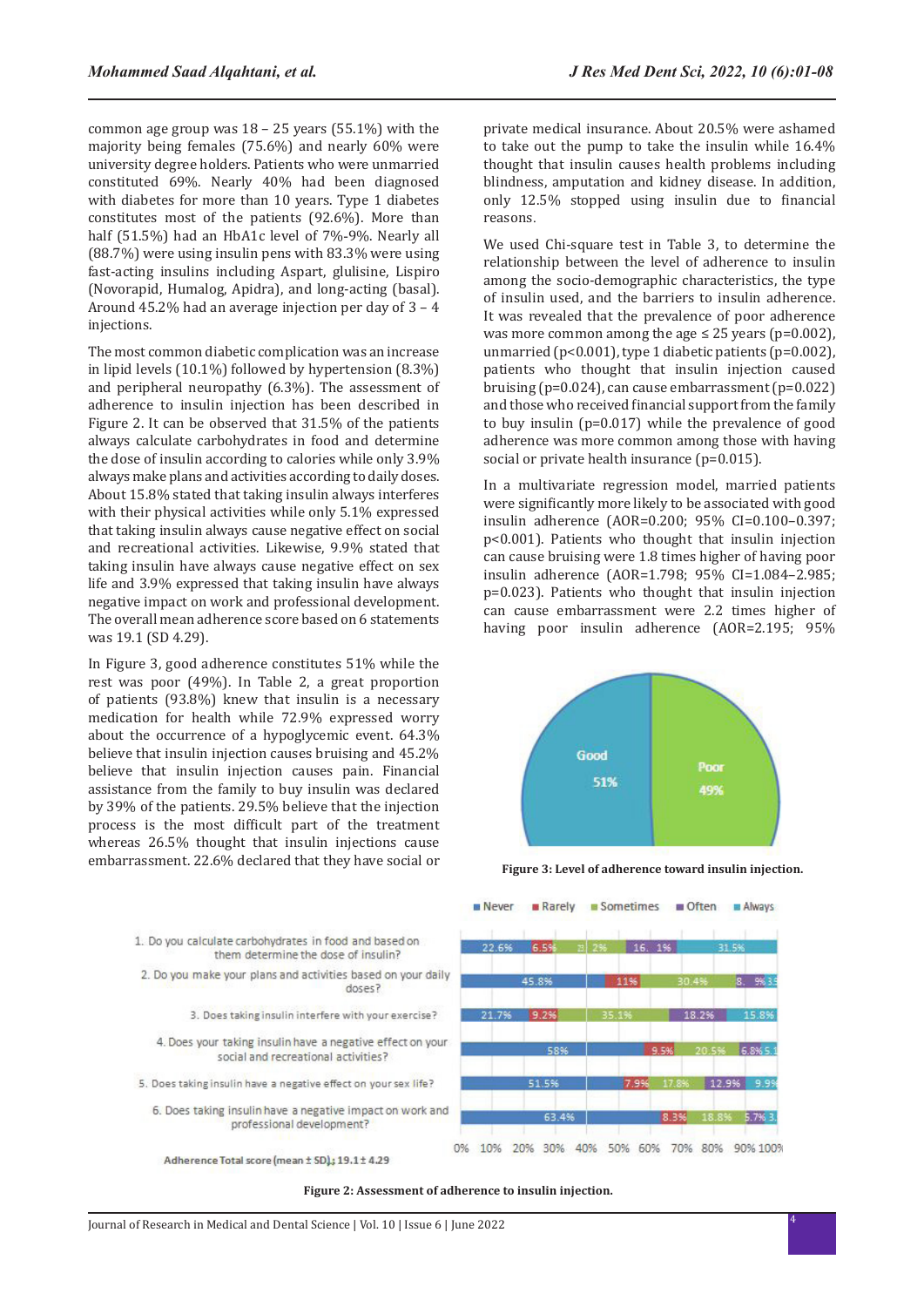common age group was 18 – 25 years (55.1%) with the majority being females (75.6%) and nearly 60% were university degree holders. Patients who were unmarried constituted 69%. Nearly 40% had been diagnosed with diabetes for more than 10 years. Type 1 diabetes constitutes most of the patients (92.6%). More than half (51.5%) had an HbA1c level of 7%-9%. Nearly all (88.7%) were using insulin pens with 83.3% were using fast-acting insulins including Aspart, glulisine, Lispiro (Novorapid, Humalog, Apidra), and long-acting (basal). Around 45.2% had an average injection per day of 3 – 4 injections.

The most common diabetic complication was an increase in lipid levels (10.1%) followed by hypertension (8.3%) and peripheral neuropathy (6.3%). The assessment of adherence to insulin injection has been described in Figure 2. It can be observed that 31.5% of the patients always calculate carbohydrates in food and determine the dose of insulin according to calories while only 3.9% always make plans and activities according to daily doses. About 15.8% stated that taking insulin always interferes with their physical activities while only 5.1% expressed that taking insulin always cause negative effect on social and recreational activities. Likewise, 9.9% stated that taking insulin have always cause negative effect on sex life and 3.9% expressed that taking insulin have always negative impact on work and professional development. The overall mean adherence score based on 6 statements was 19.1 (SD 4.29).

In Figure 3, good adherence constitutes 51% while the rest was poor (49%). In Table 2, a great proportion of patients (93.8%) knew that insulin is a necessary medication for health while 72.9% expressed worry about the occurrence of a hypoglycemic event. 64.3% believe that insulin injection causes bruising and 45.2% believe that insulin injection causes pain. Financial assistance from the family to buy insulin was declared by 39% of the patients. 29.5% believe that the injection process is the most difficult part of the treatment whereas 26.5% thought that insulin injections cause embarrassment. 22.6% declared that they have social or private medical insurance. About 20.5% were ashamed to take out the pump to take the insulin while 16.4% thought that insulin causes health problems including blindness, amputation and kidney disease. In addition, only 12.5% stopped using insulin due to financial reasons.

We used Chi-square test in Table 3, to determine the relationship between the level of adherence to insulin among the socio-demographic characteristics, the type of insulin used, and the barriers to insulin adherence. It was revealed that the prevalence of poor adherence was more common among the age ≤ 25 years ($p=0.002$), unmarried ($p<0.001$), type 1 diabetic patients ($p=0.002$), patients who thought that insulin injection caused bruising ($p=0.024$), can cause embarrassment ($p=0.022$) and those who received financial support from the family to buy insulin ($p=0.017$) while the prevalence of good adherence was more common among those with having social or private health insurance ($p=0.015$).

In a multivariate regression model, married patients were significantly more likely to be associated with good insulin adherence (AOR=0.200; 95% CI=0.100–0.397; $p<0.001$). Patients who thought that insulin injection can cause bruising were 1.8 times higher of having poor insulin adherence (AOR=1.798; 95% CI=1.084–2.985; $p=0.023$). Patients who thought that insulin injection can cause embarrassment were 2.2 times higher of having poor insulin adherence (AOR=2.195; 95%

Figure 3: Level of adherence toward insulin injection.

Figure 2: Assessment of adherence to insulin injection.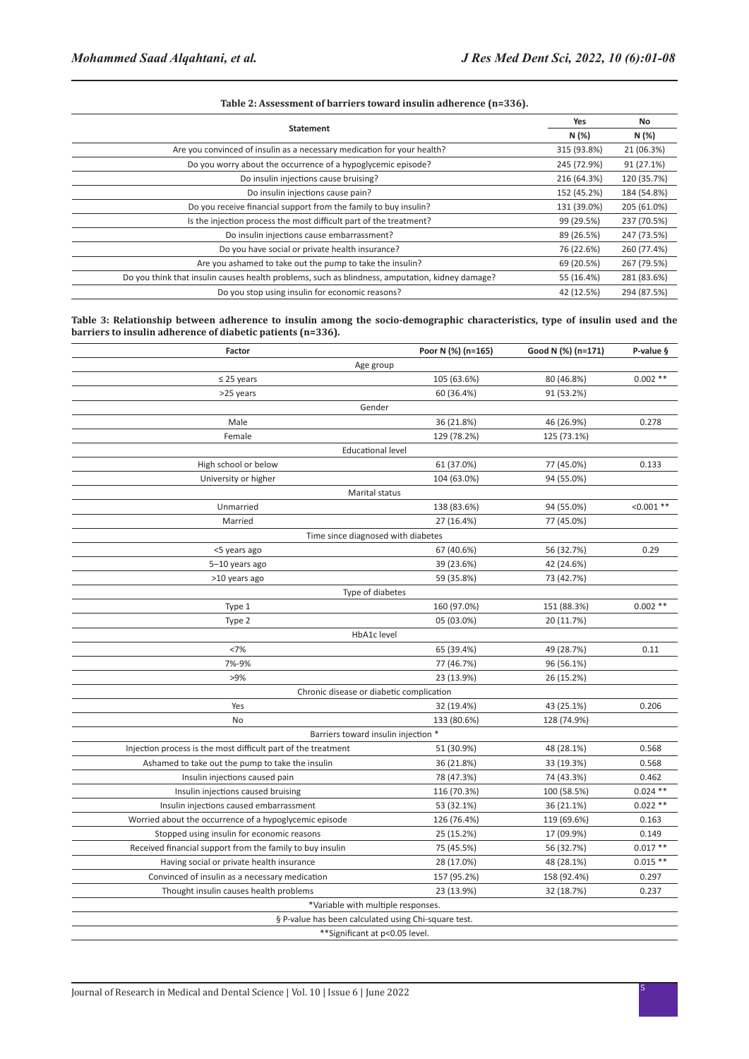**Table 2: Assessment of barriers toward insulin adherence (n=336).**

| Statement | Yes | No |
|---|---|---|
| | N (%) | N (%) |
| Are you convinced of insulin as a necessary medication for your health? | 315 (93.8%) | 21 (06.3%) |
| Do you worry about the occurrence of a hypoglycemic episode? | 245 (72.9%) | 91 (27.1%) |
| Do insulin injections cause bruising? | 216 (64.3%) | 120 (35.7%) |
| Do insulin injections cause pain? | 152 (45.2%) | 184 (54.8%) |
| Do you receive financial support from the family to buy insulin? | 131 (39.0%) | 205 (61.0%) |
| Is the injection process the most difficult part of the treatment? | 99 (29.5%) | 237 (70.5%) |
| Do insulin injections cause embarrassment? | 89 (26.5%) | 247 (73.5%) |
| Do you have social or private health insurance? | 76 (22.6%) | 260 (77.4%) |
| Are you ashamed to take out the pump to take the insulin? | 69 (20.5%) | 267 (79.5%) |
| Do you think that insulin causes health problems, such as blindness, amputation, kidney damage? | 55 (16.4%) | 281 (83.6%) |
| Do you stop using insulin for economic reasons? | 42 (12.5%) | 294 (87.5%) |

**Table 3: Relationship between adherence to insulin among the socio-demographic characteristics, type of insulin used and the barriers to insulin adherence of diabetic patients (n=336).**

| Factor | Poor N (%) (n=165) | Good N (%) (n=171) | P-value § |
|---|---|---|---|
| Age group | | | |
| ≤ 25 years | 105 (63.6%) | 80 (46.8%) | 0.002 ** |
| >25 years | 60 (36.4%) | 91 (53.2%) | |
| Gender | | | |
| Male | 36 (21.8%) | 46 (26.9%) | 0.278 |
| Female | 129 (78.2%) | 125 (73.1%) | |
| Educational level | | | |
| High school or below | 61 (37.0%) | 77 (45.0%) | 0.133 |
| University or higher | 104 (63.0%) | 94 (55.0%) | |
| Marital status | | | |
| Unmarried | 138 (83.6%) | 94 (55.0%) | <0.001 ** |
| Married | 27 (16.4%) | 77 (45.0%) | |
| Time since diagnosed with diabetes | | | |
| <5 years ago | 67 (40.6%) | 56 (32.7%) | 0.29 |
| 5–10 years ago | 39 (23.6%) | 42 (24.6%) | |
| >10 years ago | 59 (35.8%) | 73 (42.7%) | |
| Type of diabetes | | | |
| Type 1 | 160 (97.0%) | 151 (88.3%) | 0.002 ** |
| Type 2 | 05 (03.0%) | 20 (11.7%) | |
| HbA1c level | | | |
| <7% | 65 (39.4%) | 49 (28.7%) | 0.11 |
| 7%-9% | 77 (46.7%) | 96 (56.1%) | |
| >9% | 23 (13.9%) | 26 (15.2%) | |
| Chronic disease or diabetic complication | | | |
| Yes | 32 (19.4%) | 43 (25.1%) | 0.206 |
| No | 133 (80.6%) | 128 (74.9%) | |
| Barriers toward insulin injection * | | | |
| Injection process is the most difficult part of the treatment | 51 (30.9%) | 48 (28.1%) | 0.568 |
| Ashamed to take out the pump to take the insulin | 36 (21.8%) | 33 (19.3%) | 0.568 |
| Insulin injections caused pain | 78 (47.3%) | 74 (43.3%) | 0.462 |
| Insulin injections caused bruising | 116 (70.3%) | 100 (58.5%) | 0.024 ** |
| Insulin injections caused embarrassment | 53 (32.1%) | 36 (21.1%) | 0.022 ** |
| Worried about the occurrence of a hypoglycemic episode | 126 (76.4%) | 119 (69.6%) | 0.163 |
| Stopped using insulin for economic reasons | 25 (15.2%) | 17 (09.9%) | 0.149 |
| Received financial support from the family to buy insulin | 75 (45.5%) | 56 (32.7%) | 0.017 ** |
| Having social or private health insurance | 28 (17.0%) | 48 (28.1%) | 0.015 ** |
| Convinced of insulin as a necessary medication | 157 (95.2%) | 158 (92.4%) | 0.297 |
| Thought insulin causes health problems | 23 (13.9%) | 32 (18.7%) | 0.237 |

*Variable with multiple responses.

§ P-value has been calculated using Chi-square test.

**Significant at p<0.05 level.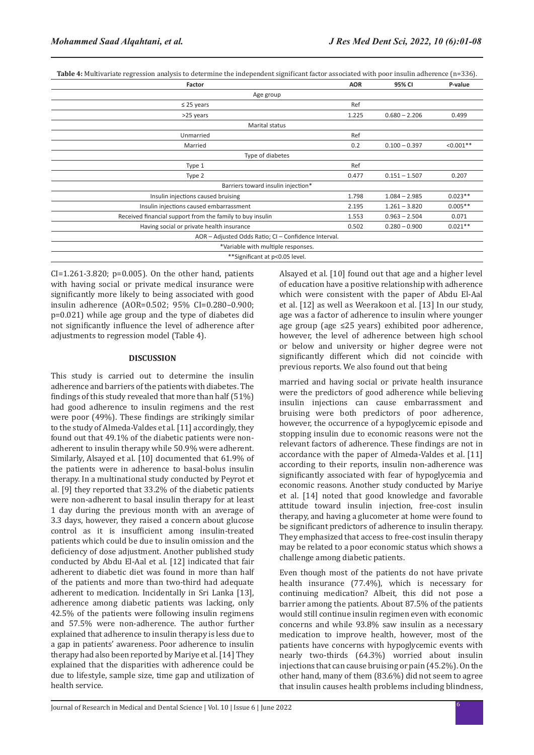**Table 4:** Multivariate regression analysis to determine the independent significant factor associated with poor insulin adherence (n=336).

| Factor | AOR | 95% CI | P-value |
|---|---|---|---|
| Age group | | | |
| ≤ 25 years | Ref | | |
| >25 years | 1.225 | 0.680 – 2.206 | 0.499 |
| Marital status | | | |
| Unmarried | Ref | | |
| Married | 0.2 | 0.100 – 0.397 | <0.001** |
| Type of diabetes | | | |
| Type 1 | Ref | | |
| Type 2 | 0.477 | 0.151 – 1.507 | 0.207 |
| Barriers toward insulin injection* | | | |
| Insulin injections caused bruising | 1.798 | 1.084 – 2.985 | 0.023** |
| Insulin injections caused embarrassment | 2.195 | 1.261 – 3.820 | 0.005** |
| Received financial support from the family to buy insulin | 1.553 | 0.963 – 2.504 | 0.071 |
| Having social or private health insurance | 0.502 | 0.280 – 0.900 | 0.021** |

AOR – Adjusted Odds Ratio; CI – Confidence Interval.

*Variable with multiple responses.

**Significant at p<0.05 level.

CI=1.261-3.820; p=0.005). On the other hand, patients with having social or private medical insurance were significantly more likely to being associated with good insulin adherence (AOR=0.502; 95% CI=0.280–0.900; p=0.021) while age group and the type of diabetes did not significantly influence the level of adherence after adjustments to regression model (Table 4).

## DISCUSSION

This study is carried out to determine the insulin adherence and barriers of the patients with diabetes. The findings of this study revealed that more than half (51%) had good adherence to insulin regimens and the rest were poor (49%). These findings are strikingly similar to the study of Almeda-Valdes et al. [11] accordingly, they found out that 49.1% of the diabetic patients were non-adherent to insulin therapy while 50.9% were adherent. Similarly, Alsayed et al. [10] documented that 61.9% of the patients were in adherence to basal-bolus insulin therapy. In a multinational study conducted by Peyrot et al. [9] they reported that 33.2% of the diabetic patients were non-adherent to basal insulin therapy for at least 1 day during the previous month with an average of 3.3 days, however, they raised a concern about glucose control as it is insufficient among insulin-treated patients which could be due to insulin omission and the deficiency of dose adjustment. Another published study conducted by Abdu El-Aal et al. [12] indicated that fair adherent to diabetic diet was found in more than half of the patients and more than two-third had adequate adherent to medication. Incidentally in Sri Lanka [13], adherence among diabetic patients was lacking, only 42.5% of the patients were following insulin regimens and 57.5% were non-adherence. The author further explained that adherence to insulin therapy is less due to a gap in patients' awareness. Poor adherence to insulin therapy had also been reported by Mariye et al. [14] They explained that the disparities with adherence could be due to lifestyle, sample size, time gap and utilization of health service.

Alsayed et al. [10] found out that age and a higher level of education have a positive relationship with adherence which were consistent with the paper of Abdu El-Aal et al. [12] as well as Weerakoon et al. [13] In our study, age was a factor of adherence to insulin where younger age group (age ≤25 years) exhibited poor adherence, however, the level of adherence between high school or below and university or higher degree were not significantly different which did not coincide with previous reports. We also found out that being married and having social or private health insurance were the predictors of good adherence while believing insulin injections can cause embarrassment and bruising were both predictors of poor adherence, however, the occurrence of a hypoglycemic episode and stopping insulin due to economic reasons were not the relevant factors of adherence. These findings are not in accordance with the paper of Almeda-Valdes et al. [11] according to their reports, insulin non-adherence was significantly associated with fear of hypoglycemia and economic reasons. Another study conducted by Mariye et al. [14] noted that good knowledge and favorable attitude toward insulin injection, free-cost insulin therapy, and having a glucometer at home were found to be significant predictors of adherence to insulin therapy. They emphasized that access to free-cost insulin therapy may be related to a poor economic status which shows a challenge among diabetic patients.

Even though most of the patients do not have private health insurance (77.4%), which is necessary for continuing medication? Albeit, this did not pose a barrier among the patients. About 87.5% of the patients would still continue insulin regimen even with economic concerns and while 93.8% saw insulin as a necessary medication to improve health, however, most of the patients have concerns with hypoglycemic events with nearly two-thirds (64.3%) worried about insulin injections that can cause bruising or pain (45.2%). On the other hand, many of them (83.6%) did not seem to agree that insulin causes health problems including blindness,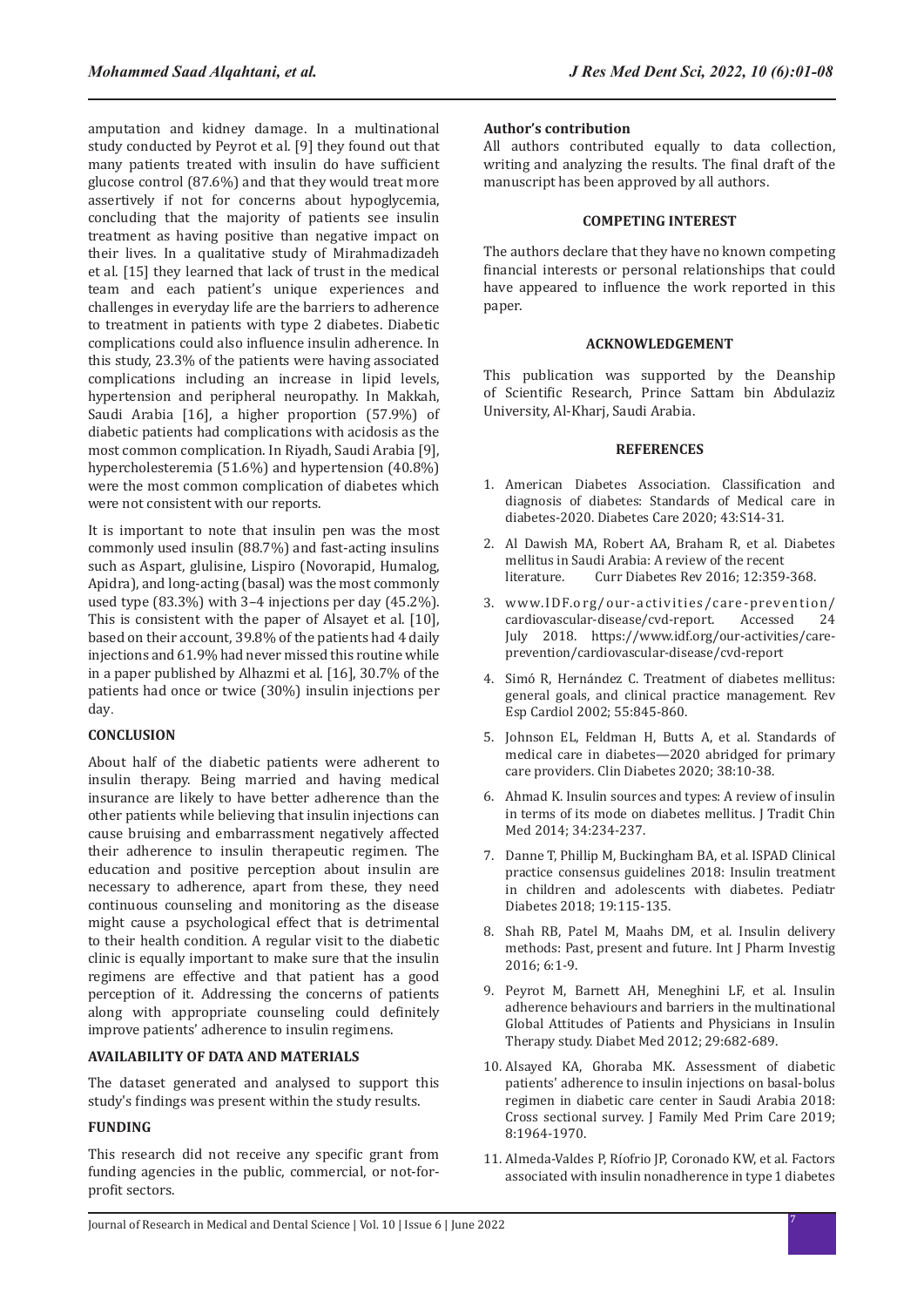amputation and kidney damage. In a multinational study conducted by Peyrot et al. [9] they found out that many patients treated with insulin do have sufficient glucose control (87.6%) and that they would treat more assertively if not for concerns about hypoglycemia, concluding that the majority of patients see insulin treatment as having positive than negative impact on their lives. In a qualitative study of Mirahmadizadeh et al. [15] they learned that lack of trust in the medical team and each patient's unique experiences and challenges in everyday life are the barriers to adherence to treatment in patients with type 2 diabetes. Diabetic complications could also influence insulin adherence. In this study, 23.3% of the patients were having associated complications including an increase in lipid levels, hypertension and peripheral neuropathy. In Makkah, Saudi Arabia [16], a higher proportion (57.9%) of diabetic patients had complications with acidosis as the most common complication. In Riyadh, Saudi Arabia [9], hypercholesteremia (51.6%) and hypertension (40.8%) were the most common complication of diabetes which were not consistent with our reports.

It is important to note that insulin pen was the most commonly used insulin (88.7%) and fast-acting insulins such as Aspart, glulisine, Lispiro (Novorapid, Humalog, Apidra), and long-acting (basal) was the most commonly used type (83.3%) with 3–4 injections per day (45.2%). This is consistent with the paper of Alsayet et al. [10], based on their account, 39.8% of the patients had 4 daily injections and 61.9% had never missed this routine while in a paper published by Alhazmi et al. [16], 30.7% of the patients had once or twice (30%) insulin injections per day.

## CONCLUSION

About half of the diabetic patients were adherent to insulin therapy. Being married and having medical insurance are likely to have better adherence than the other patients while believing that insulin injections can cause bruising and embarrassment negatively affected their adherence to insulin therapeutic regimen. The education and positive perception about insulin are necessary to adherence, apart from these, they need continuous counseling and monitoring as the disease might cause a psychological effect that is detrimental to their health condition. A regular visit to the diabetic clinic is equally important to make sure that the insulin regimens are effective and that patient has a good perception of it. Addressing the concerns of patients along with appropriate counseling could definitely improve patients' adherence to insulin regimens.

## AVAILABILITY OF DATA AND MATERIALS

The dataset generated and analysed to support this study's findings was present within the study results.

## FUNDING

This research did not receive any specific grant from funding agencies in the public, commercial, or not-for-profit sectors.

**Author's contribution**

All authors contributed equally to data collection, writing and analyzing the results. The final draft of the manuscript has been approved by all authors.

## COMPETING INTEREST

The authors declare that they have no known competing financial interests or personal relationships that could have appeared to influence the work reported in this paper.

## ACKNOWLEDGEMENT

This publication was supported by the Deanship of Scientific Research, Prince Sattam bin Abdulaziz University, Al-Kharj, Saudi Arabia.

## REFERENCES

1. American Diabetes Association. Classification and diagnosis of diabetes: Standards of Medical care in diabetes-2020. Diabetes Care 2020; 43:S14-31.
2. Al Dawish MA, Robert AA, Braham R, et al. Diabetes mellitus in Saudi Arabia: A review of the recent literature. Curr Diabetes Rev 2016; 12:359-368.
3. www.IDF.org/our-activities/care-prevention/cardiovascular-disease/cvd-report. Accessed 24 July 2018. https://www.idf.org/our-activities/care-prevention/cardiovascular-disease/cvd-report
4. Simó R, Hernández C. Treatment of diabetes mellitus: general goals, and clinical practice management. Rev Esp Cardiol 2002; 55:845-860.
5. Johnson EL, Feldman H, Butts A, et al. Standards of medical care in diabetes—2020 abridged for primary care providers. Clin Diabetes 2020; 38:10-38.
6. Ahmad K. Insulin sources and types: A review of insulin in terms of its mode on diabetes mellitus. J Tradit Chin Med 2014; 34:234-237.
7. Danne T, Phillip M, Buckingham BA, et al. ISPAD Clinical practice consensus guidelines 2018: Insulin treatment in children and adolescents with diabetes. Pediatr Diabetes 2018; 19:115-135.
8. Shah RB, Patel M, Maahs DM, et al. Insulin delivery methods: Past, present and future. Int J Pharm Investig 2016; 6:1-9.
9. Peyrot M, Barnett AH, Meneghini LF, et al. Insulin adherence behaviours and barriers in the multinational Global Attitudes of Patients and Physicians in Insulin Therapy study. Diabet Med 2012; 29:682-689.
10. Alsayed KA, Ghoraba MK. Assessment of diabetic patients' adherence to insulin injections on basal-bolus regimen in diabetic care center in Saudi Arabia 2018: Cross sectional survey. J Family Med Prim Care 2019; 8:1964-1970.
11. Almeda-Valdes P, Ríofrio JP, Coronado KW, et al. Factors associated with insulin nonadherence in type 1 diabetes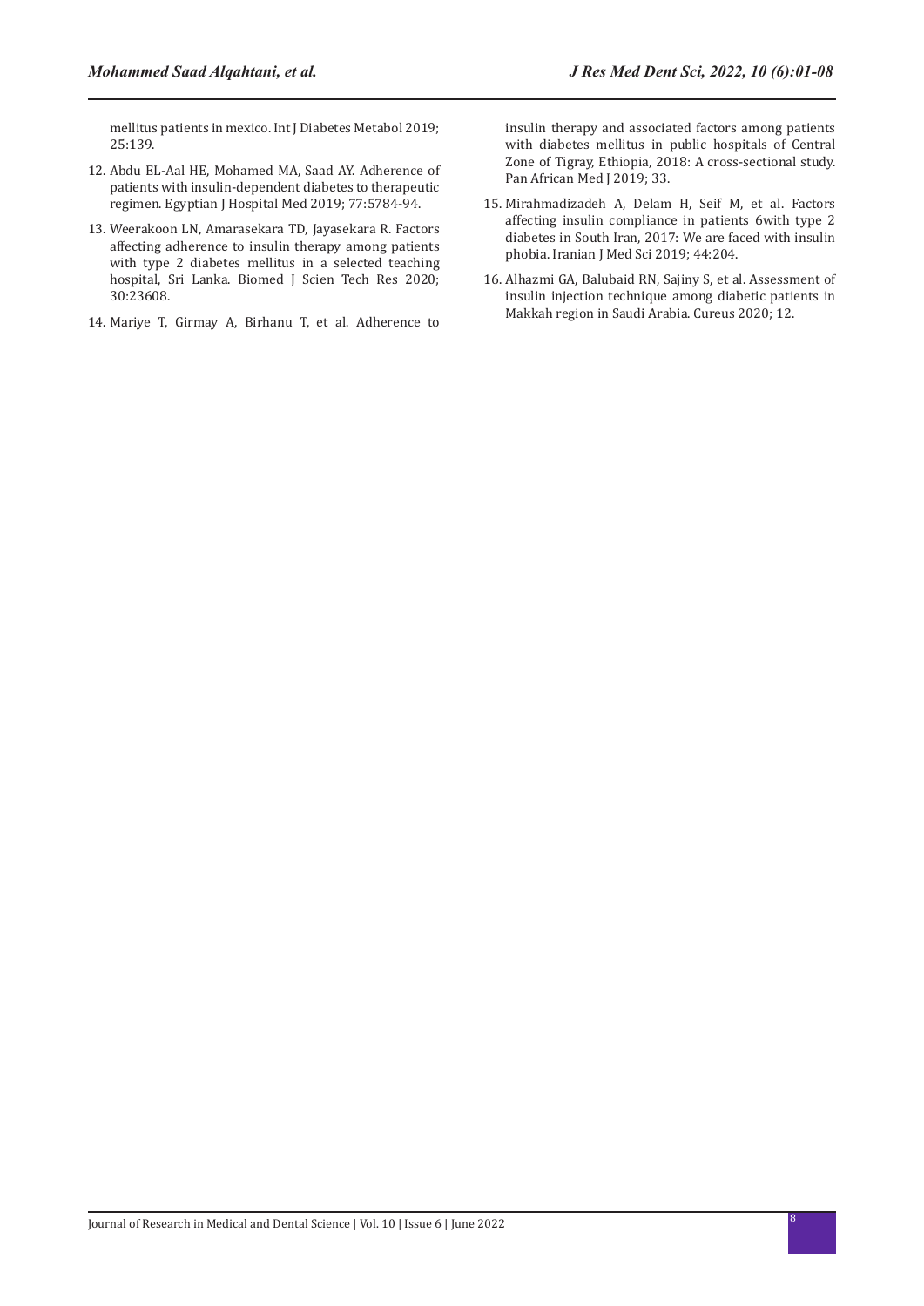mellitus patients in mexico. Int J Diabetes Metabol 2019; 25:139.

12. Abdu EL-Aal HE, Mohamed MA, Saad AY. Adherence of patients with insulin-dependent diabetes to therapeutic regimen. Egyptian J Hospital Med 2019; 77:5784-94.

13. Weerakoon LN, Amarasekara TD, Jayasekara R. Factors affecting adherence to insulin therapy among patients with type 2 diabetes mellitus in a selected teaching hospital, Sri Lanka. Biomed J Scien Tech Res 2020; 30:23608.

14. Mariye T, Girmay A, Birhanu T, et al. Adherence to insulin therapy and associated factors among patients with diabetes mellitus in public hospitals of Central Zone of Tigray, Ethiopia, 2018: A cross-sectional study. Pan African Med J 2019; 33.

15. Mirahmadizadeh A, Delam H, Seif M, et al. Factors affecting insulin compliance in patients 6with type 2 diabetes in South Iran, 2017: We are faced with insulin phobia. Iranian J Med Sci 2019; 44:204.

16. Alhazmi GA, Balubaid RN, Sajiny S, et al. Assessment of insulin injection technique among diabetic patients in Makkah region in Saudi Arabia. Cureus 2020; 12.